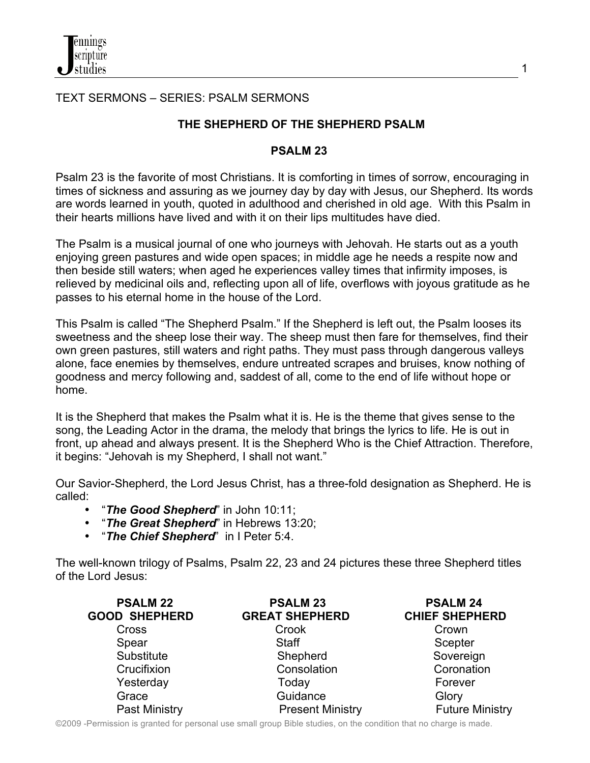TEXT SERMONS – SERIES: PSALM SERMONS

## THE SHEPHERD OF THE SHEPHERD PSALM

## PSALM 23

Psalm 23 is the favorite of most Christians. It is comforting in times of sorrow, encouraging in times of sickness and assuring as we journey day by day with Jesus, our Shepherd. Its words are words learned in youth, quoted in adulthood and cherished in old age. With this Psalm in their hearts millions have lived and with it on their lips multitudes have died.

The Psalm is a musical journal of one who journeys with Jehovah. He starts out as a youth enjoying green pastures and wide open spaces; in middle age he needs a respite now and then beside still waters; when aged he experiences valley times that infirmity imposes, is relieved by medicinal oils and, reflecting upon all of life, overflows with joyous gratitude as he passes to his eternal home in the house of the Lord.

This Psalm is called "The Shepherd Psalm." If the Shepherd is left out, the Psalm looses its sweetness and the sheep lose their way. The sheep must then fare for themselves, find their own green pastures, still waters and right paths. They must pass through dangerous valleys alone, face enemies by themselves, endure untreated scrapes and bruises, know nothing of goodness and mercy following and, saddest of all, come to the end of life without hope or home.

It is the Shepherd that makes the Psalm what it is. He is the theme that gives sense to the song, the Leading Actor in the drama, the melody that brings the lyrics to life. He is out in front, up ahead and always present. It is the Shepherd Who is the Chief Attraction. Therefore, it begins: "Jehovah is my Shepherd, I shall not want."

Our Savior-Shepherd, the Lord Jesus Christ, has a three-fold designation as Shepherd. He is called:

- "***The Good Shepherd***" in John 10:11;
- "***The Great Shepherd***" in Hebrews 13:20;
- "***The Chief Shepherd***" in I Peter 5:4.

The well-known trilogy of Psalms, Psalm 22, 23 and 24 pictures these three Shepherd titles of the Lord Jesus:

| PSALM 22<br>GOOD SHEPHERD | PSALM 23<br>GREAT SHEPHERD | PSALM 24<br>CHIEF SHEPHERD |
|---|---|---|
| Cross | Crook | Crown |
| Spear | Staff | Scepter |
| Substitute | Shepherd | Sovereign |
| Crucifixion | Consolation | Coronation |
| Yesterday | Today | Forever |
| Grace | Guidance | Glory |
| Past Ministry | Present Ministry | Future Ministry |

©2009 -Permission is granted for personal use small group Bible studies, on the condition that no charge is made.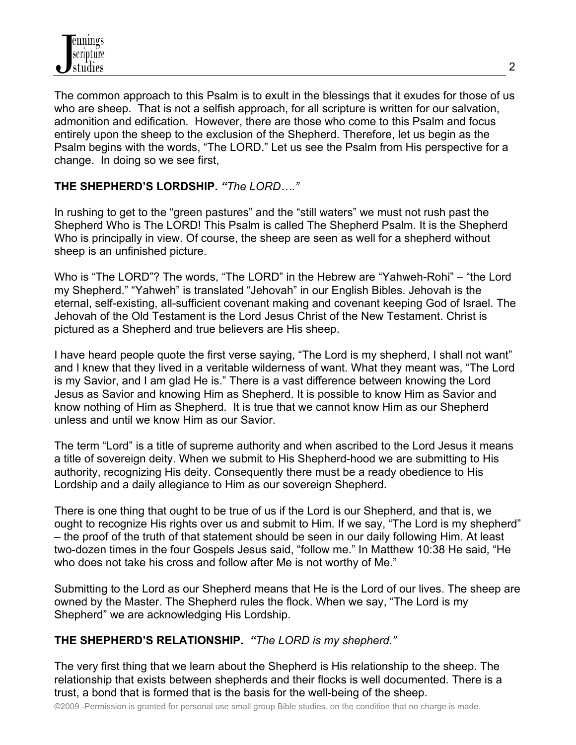The common approach to this Psalm is to exult in the blessings that it exudes for those of us who are sheep. That is not a selfish approach, for all scripture is written for our salvation, admonition and edification. However, there are those who come to this Psalm and focus entirely upon the sheep to the exclusion of the Shepherd. Therefore, let us begin as the Psalm begins with the words, "The LORD." Let us see the Psalm from His perspective for a change. In doing so we see first,

**THE SHEPHERD'S LORDSHIP.** ***"****The LORD…."*

In rushing to get to the "green pastures" and the "still waters" we must not rush past the Shepherd Who is The LORD! This Psalm is called The Shepherd Psalm. It is the Shepherd Who is principally in view. Of course, the sheep are seen as well for a shepherd without sheep is an unfinished picture.

Who is "The LORD"? The words, "The LORD" in the Hebrew are "Yahweh-Rohi" – "the Lord my Shepherd." "Yahweh" is translated "Jehovah" in our English Bibles. Jehovah is the eternal, self-existing, all-sufficient covenant making and covenant keeping God of Israel. The Jehovah of the Old Testament is the Lord Jesus Christ of the New Testament. Christ is pictured as a Shepherd and true believers are His sheep.

I have heard people quote the first verse saying, "The Lord is my shepherd, I shall not want" and I knew that they lived in a veritable wilderness of want. What they meant was, "The Lord is my Savior, and I am glad He is." There is a vast difference between knowing the Lord Jesus as Savior and knowing Him as Shepherd. It is possible to know Him as Savior and know nothing of Him as Shepherd. It is true that we cannot know Him as our Shepherd unless and until we know Him as our Savior.

The term "Lord" is a title of supreme authority and when ascribed to the Lord Jesus it means a title of sovereign deity. When we submit to His Shepherd-hood we are submitting to His authority, recognizing His deity. Consequently there must be a ready obedience to His Lordship and a daily allegiance to Him as our sovereign Shepherd.

There is one thing that ought to be true of us if the Lord is our Shepherd, and that is, we ought to recognize His rights over us and submit to Him. If we say, "The Lord is my shepherd" – the proof of the truth of that statement should be seen in our daily following Him. At least two-dozen times in the four Gospels Jesus said, "follow me." In Matthew 10:38 He said, "He who does not take his cross and follow after Me is not worthy of Me."

Submitting to the Lord as our Shepherd means that He is the Lord of our lives. The sheep are owned by the Master. The Shepherd rules the flock. When we say, "The Lord is my Shepherd" we are acknowledging His Lordship.

**THE SHEPHERD'S RELATIONSHIP.** ***"****The LORD is my shepherd."*

The very first thing that we learn about the Shepherd is His relationship to the sheep. The relationship that exists between shepherds and their flocks is well documented. There is a trust, a bond that is formed that is the basis for the well-being of the sheep.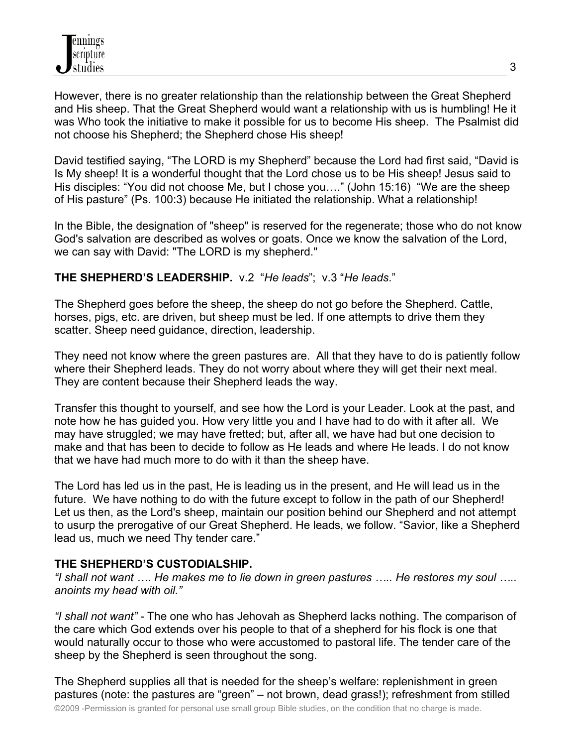However, there is no greater relationship than the relationship between the Great Shepherd and His sheep. That the Great Shepherd would want a relationship with us is humbling! He it was Who took the initiative to make it possible for us to become His sheep. The Psalmist did not choose his Shepherd; the Shepherd chose His sheep!

David testified saying, "The LORD is my Shepherd" because the Lord had first said, "David is Is My sheep! It is a wonderful thought that the Lord chose us to be His sheep! Jesus said to His disciples: "You did not choose Me, but I chose you…." (John 15:16) "We are the sheep of His pasture" (Ps. 100:3) because He initiated the relationship. What a relationship!

In the Bible, the designation of "sheep" is reserved for the regenerate; those who do not know God's salvation are described as wolves or goats. Once we know the salvation of the Lord, we can say with David: "The LORD is my shepherd."

**THE SHEPHERD'S LEADERSHIP.** v.2 "*He leads*"; v.3 "*He leads*."

The Shepherd goes before the sheep, the sheep do not go before the Shepherd. Cattle, horses, pigs, etc. are driven, but sheep must be led. If one attempts to drive them they scatter. Sheep need guidance, direction, leadership.

They need not know where the green pastures are. All that they have to do is patiently follow where their Shepherd leads. They do not worry about where they will get their next meal. They are content because their Shepherd leads the way.

Transfer this thought to yourself, and see how the Lord is your Leader. Look at the past, and note how he has guided you. How very little you and I have had to do with it after all. We may have struggled; we may have fretted; but, after all, we have had but one decision to make and that has been to decide to follow as He leads and where He leads. I do not know that we have had much more to do with it than the sheep have.

The Lord has led us in the past, He is leading us in the present, and He will lead us in the future. We have nothing to do with the future except to follow in the path of our Shepherd! Let us then, as the Lord's sheep, maintain our position behind our Shepherd and not attempt to usurp the prerogative of our Great Shepherd. He leads, we follow. "Savior, like a Shepherd lead us, much we need Thy tender care."

**THE SHEPHERD'S CUSTODIALSHIP.**
*"I shall not want …. He makes me to lie down in green pastures ….. He restores my soul ….. anoints my head with oil."*

*"I shall not want"* - The one who has Jehovah as Shepherd lacks nothing. The comparison of the care which God extends over his people to that of a shepherd for his flock is one that would naturally occur to those who were accustomed to pastoral life. The tender care of the sheep by the Shepherd is seen throughout the song.

The Shepherd supplies all that is needed for the sheep's welfare: replenishment in green pastures (note: the pastures are "green" – not brown, dead grass!); refreshment from stilled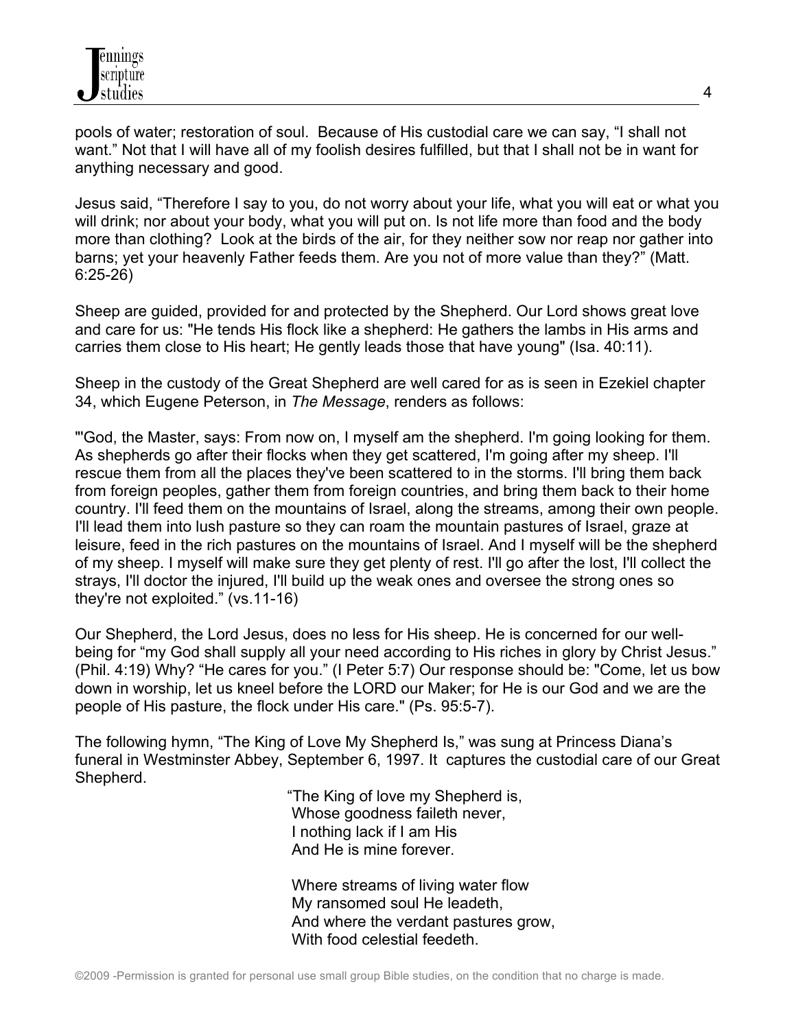pools of water; restoration of soul. Because of His custodial care we can say, "I shall not want." Not that I will have all of my foolish desires fulfilled, but that I shall not be in want for anything necessary and good.

Jesus said, "Therefore I say to you, do not worry about your life, what you will eat or what you will drink; nor about your body, what you will put on. Is not life more than food and the body more than clothing? Look at the birds of the air, for they neither sow nor reap nor gather into barns; yet your heavenly Father feeds them. Are you not of more value than they?" (Matt. 6:25-26)

Sheep are guided, provided for and protected by the Shepherd. Our Lord shows great love and care for us: "He tends His flock like a shepherd: He gathers the lambs in His arms and carries them close to His heart; He gently leads those that have young" (Isa. 40:11).

Sheep in the custody of the Great Shepherd are well cared for as is seen in Ezekiel chapter 34, which Eugene Peterson, in *The Message*, renders as follows:

"'God, the Master, says: From now on, I myself am the shepherd. I'm going looking for them. As shepherds go after their flocks when they get scattered, I'm going after my sheep. I'll rescue them from all the places they've been scattered to in the storms. I'll bring them back from foreign peoples, gather them from foreign countries, and bring them back to their home country. I'll feed them on the mountains of Israel, along the streams, among their own people. I'll lead them into lush pasture so they can roam the mountain pastures of Israel, graze at leisure, feed in the rich pastures on the mountains of Israel. And I myself will be the shepherd of my sheep. I myself will make sure they get plenty of rest. I'll go after the lost, I'll collect the strays, I'll doctor the injured, I'll build up the weak ones and oversee the strong ones so they're not exploited." (vs.11-16)

Our Shepherd, the Lord Jesus, does no less for His sheep. He is concerned for our well-being for "my God shall supply all your need according to His riches in glory by Christ Jesus." (Phil. 4:19) Why? "He cares for you." (I Peter 5:7) Our response should be: "Come, let us bow down in worship, let us kneel before the LORD our Maker; for He is our God and we are the people of His pasture, the flock under His care." (Ps. 95:5-7).

The following hymn, "The King of Love My Shepherd Is," was sung at Princess Diana's funeral in Westminster Abbey, September 6, 1997. It captures the custodial care of our Great Shepherd.

"The King of love my Shepherd is,
Whose goodness faileth never,
I nothing lack if I am His
And He is mine forever.

Where streams of living water flow
My ransomed soul He leadeth,
And where the verdant pastures grow,
With food celestial feedeth.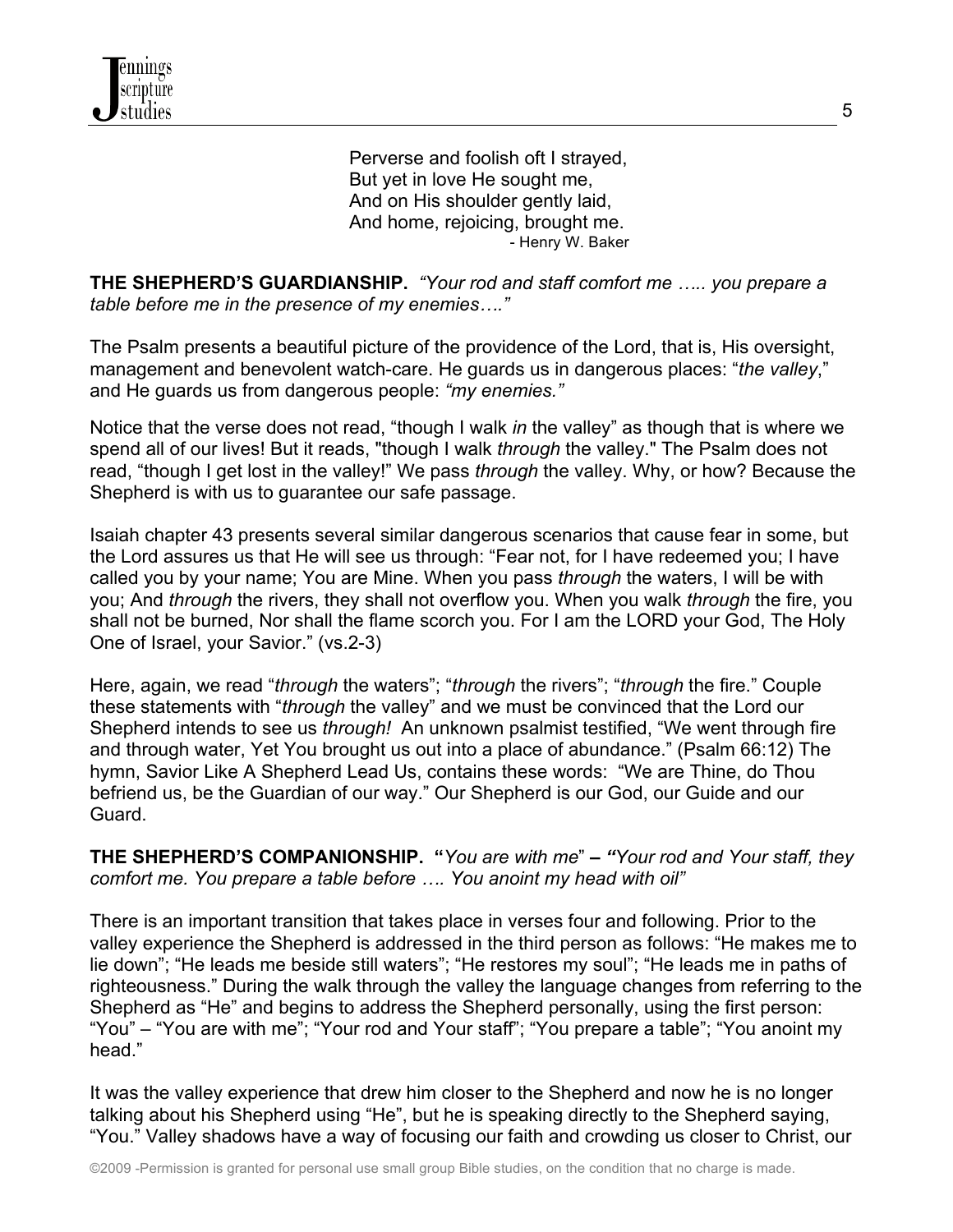Perverse and foolish oft I strayed,  
But yet in love He sought me,  
And on His shoulder gently laid,  
And home, rejoicing, brought me.  
- Henry W. Baker

**THE SHEPHERD'S GUARDIANSHIP.** *"Your rod and staff comfort me ….. you prepare a table before me in the presence of my enemies…."*

The Psalm presents a beautiful picture of the providence of the Lord, that is, His oversight, management and benevolent watch-care. He guards us in dangerous places: "*the valley*," and He guards us from dangerous people: *"my enemies."*

Notice that the verse does not read, "though I walk *in* the valley" as though that is where we spend all of our lives! But it reads, "though I walk *through* the valley." The Psalm does not read, "though I get lost in the valley!" We pass *through* the valley. Why, or how? Because the Shepherd is with us to guarantee our safe passage.

Isaiah chapter 43 presents several similar dangerous scenarios that cause fear in some, but the Lord assures us that He will see us through: "Fear not, for I have redeemed you; I have called you by your name; You are Mine. When you pass *through* the waters, I will be with you; And *through* the rivers, they shall not overflow you. When you walk *through* the fire, you shall not be burned, Nor shall the flame scorch you. For I am the LORD your God, The Holy One of Israel, your Savior." (vs.2-3)

Here, again, we read "*through* the waters"; "*through* the rivers"; "*through* the fire." Couple these statements with "*through* the valley" and we must be convinced that the Lord our Shepherd intends to see us *through!* An unknown psalmist testified, "We went through fire and through water, Yet You brought us out into a place of abundance." (Psalm 66:12) The hymn, Savior Like A Shepherd Lead Us, contains these words: "We are Thine, do Thou befriend us, be the Guardian of our way." Our Shepherd is our God, our Guide and our Guard.

**THE SHEPHERD'S COMPANIONSHIP. "***You are with me*" **– "***Your rod and Your staff, they comfort me. You prepare a table before …. You anoint my head with oil"*

There is an important transition that takes place in verses four and following. Prior to the valley experience the Shepherd is addressed in the third person as follows: "He makes me to lie down"; "He leads me beside still waters"; "He restores my soul"; "He leads me in paths of righteousness." During the walk through the valley the language changes from referring to the Shepherd as "He" and begins to address the Shepherd personally, using the first person: "You" – "You are with me"; "Your rod and Your staff"; "You prepare a table"; "You anoint my head."

It was the valley experience that drew him closer to the Shepherd and now he is no longer talking about his Shepherd using "He", but he is speaking directly to the Shepherd saying, "You." Valley shadows have a way of focusing our faith and crowding us closer to Christ, our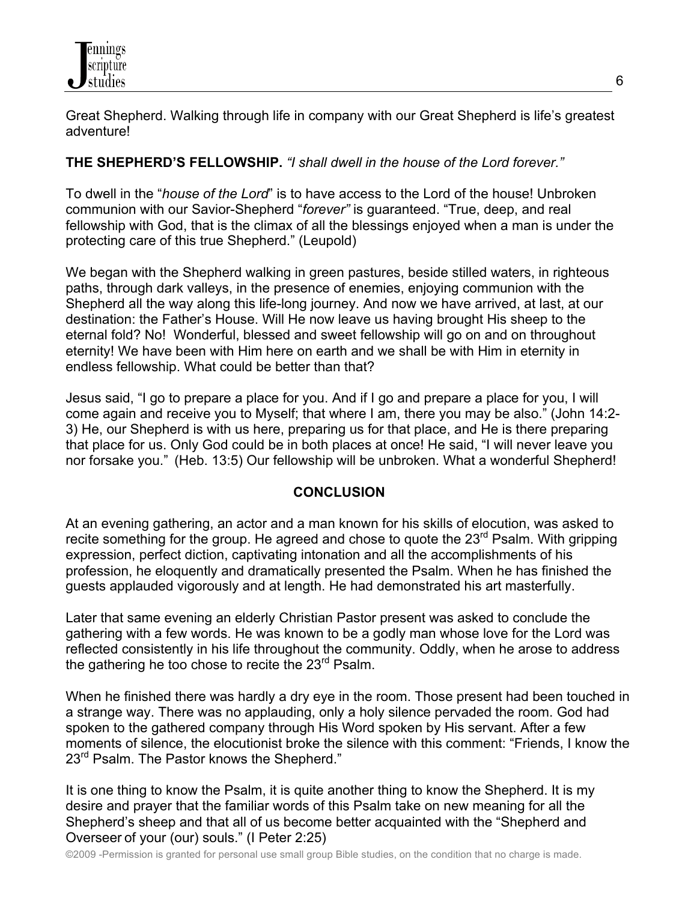Great Shepherd. Walking through life in company with our Great Shepherd is life's greatest adventure!

**THE SHEPHERD'S FELLOWSHIP.** *"I shall dwell in the house of the Lord forever."*

To dwell in the "*house of the Lord*" is to have access to the Lord of the house! Unbroken communion with our Savior-Shepherd "*forever"* is guaranteed. "True, deep, and real fellowship with God, that is the climax of all the blessings enjoyed when a man is under the protecting care of this true Shepherd." (Leupold)

We began with the Shepherd walking in green pastures, beside stilled waters, in righteous paths, through dark valleys, in the presence of enemies, enjoying communion with the Shepherd all the way along this life-long journey. And now we have arrived, at last, at our destination: the Father's House. Will He now leave us having brought His sheep to the eternal fold? No! Wonderful, blessed and sweet fellowship will go on and on throughout eternity! We have been with Him here on earth and we shall be with Him in eternity in endless fellowship. What could be better than that?

Jesus said, "I go to prepare a place for you. And if I go and prepare a place for you, I will come again and receive you to Myself; that where I am, there you may be also." (John 14:2-3) He, our Shepherd is with us here, preparing us for that place, and He is there preparing that place for us. Only God could be in both places at once! He said, "I will never leave you nor forsake you." (Heb. 13:5) Our fellowship will be unbroken. What a wonderful Shepherd!

**CONCLUSION**

At an evening gathering, an actor and a man known for his skills of elocution, was asked to recite something for the group. He agreed and chose to quote the 23rd Psalm. With gripping expression, perfect diction, captivating intonation and all the accomplishments of his profession, he eloquently and dramatically presented the Psalm. When he has finished the guests applauded vigorously and at length. He had demonstrated his art masterfully.

Later that same evening an elderly Christian Pastor present was asked to conclude the gathering with a few words. He was known to be a godly man whose love for the Lord was reflected consistently in his life throughout the community. Oddly, when he arose to address the gathering he too chose to recite the 23rd Psalm.

When he finished there was hardly a dry eye in the room. Those present had been touched in a strange way. There was no applauding, only a holy silence pervaded the room. God had spoken to the gathered company through His Word spoken by His servant. After a few moments of silence, the elocutionist broke the silence with this comment: "Friends, I know the 23rd Psalm. The Pastor knows the Shepherd."

It is one thing to know the Psalm, it is quite another thing to know the Shepherd. It is my desire and prayer that the familiar words of this Psalm take on new meaning for all the Shepherd's sheep and that all of us become better acquainted with the "Shepherd and Overseer of your (our) souls." (I Peter 2:25)

©2009 -Permission is granted for personal use small group Bible studies, on the condition that no charge is made.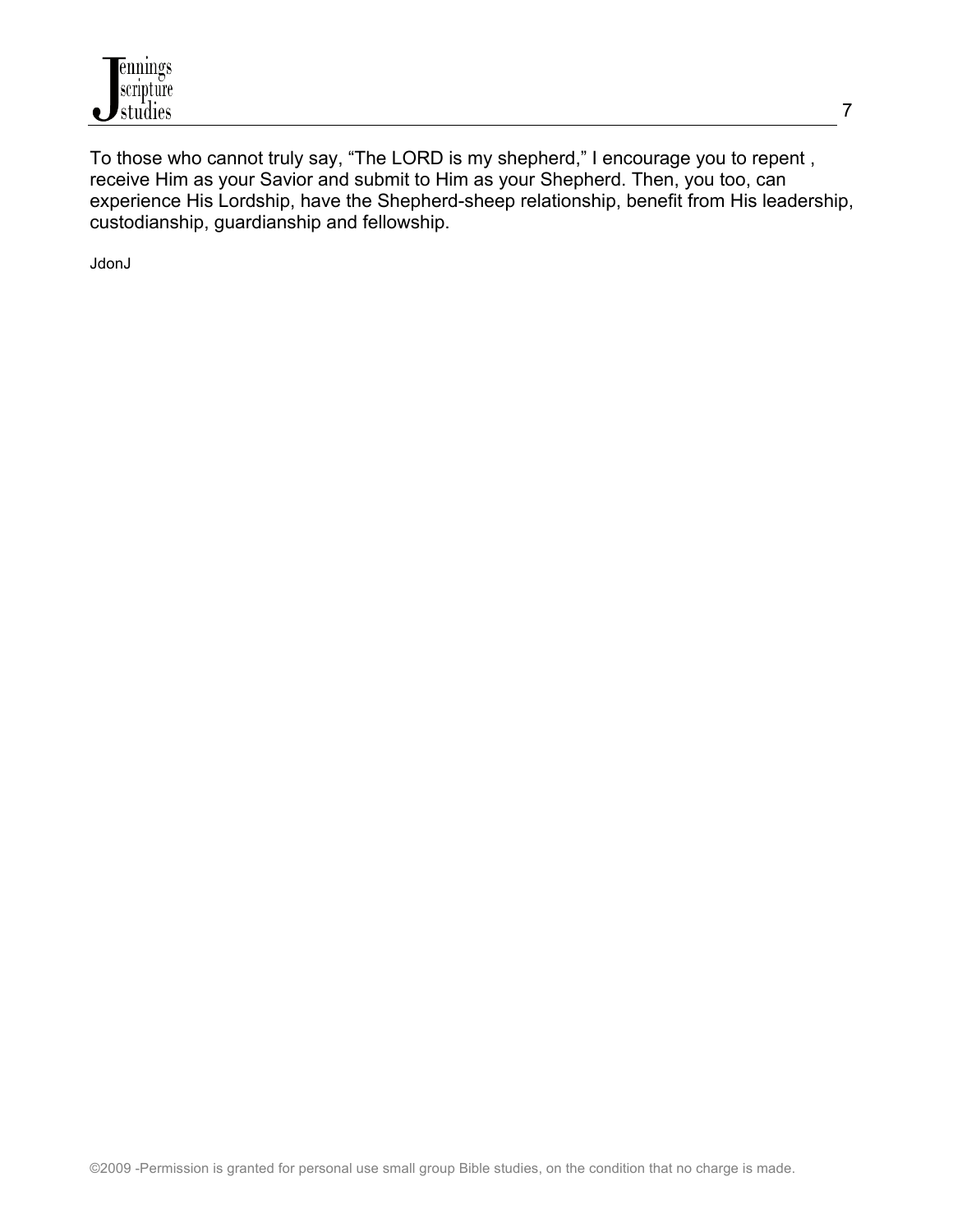To those who cannot truly say, "The LORD is my shepherd," I encourage you to repent , receive Him as your Savior and submit to Him as your Shepherd. Then, you too, can experience His Lordship, have the Shepherd-sheep relationship, benefit from His leadership, custodianship, guardianship and fellowship.

JdonJ